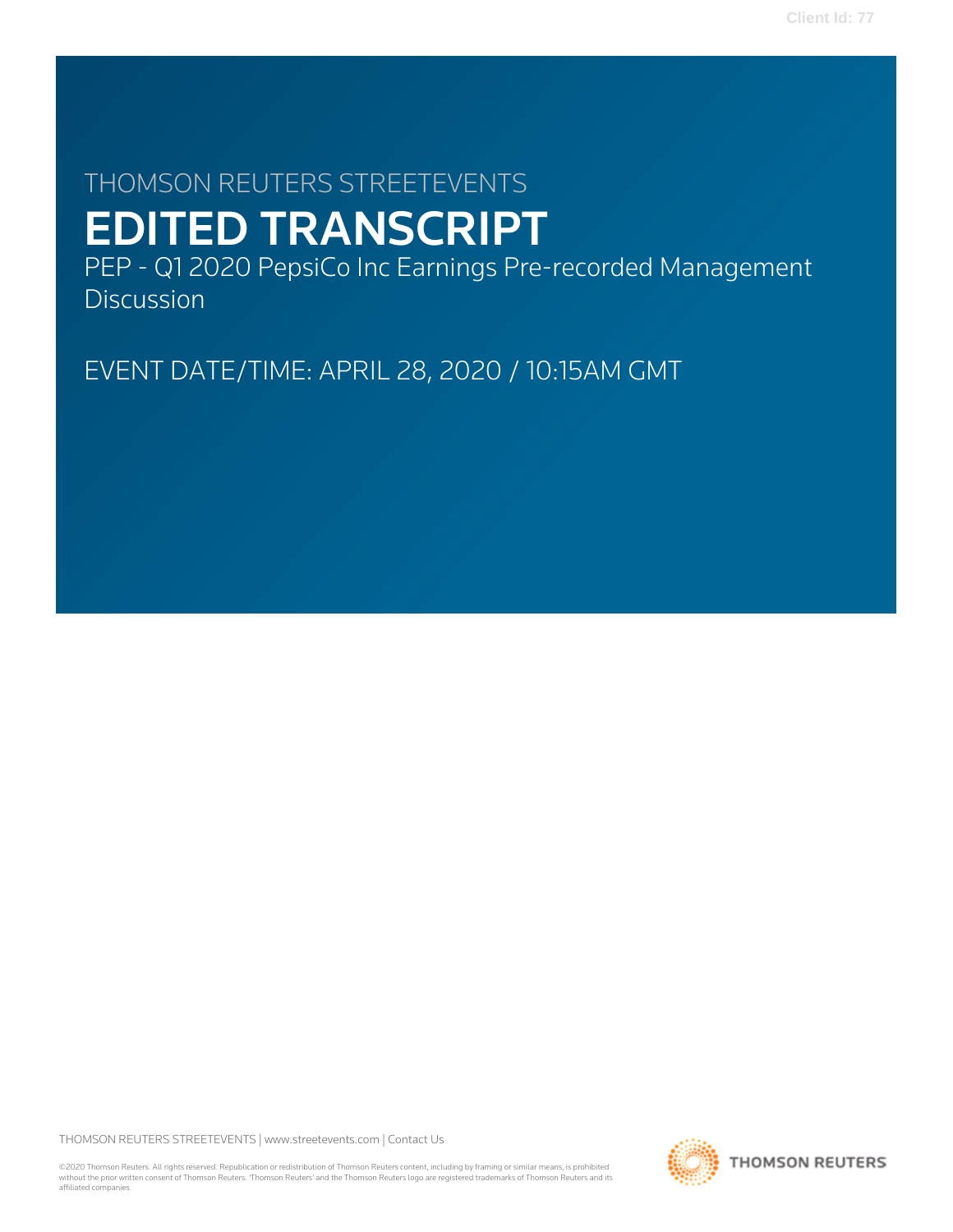Client Id: 77

THOMSON REUTERS STREETEVENTS

# EDITED TRANSCRIPT

PEP - Q1 2020 PepsiCo Inc Earnings Pre-recorded Management Discussion

EVENT DATE/TIME: APRIL 28, 2020 / 10:15AM GMT

THOMSON REUTERS STREETEVENTS | www.streetevents.com | Contact Us

©2020 Thomson Reuters. All rights reserved. Republication or redistribution of Thomson Reuters content, including by framing or similar means, is prohibited without the prior written consent of Thomson Reuters. 'Thomson Reuters' and the Thomson Reuters logo are registered trademarks of Thomson Reuters and its affiliated companies.

THOMSON REUTERS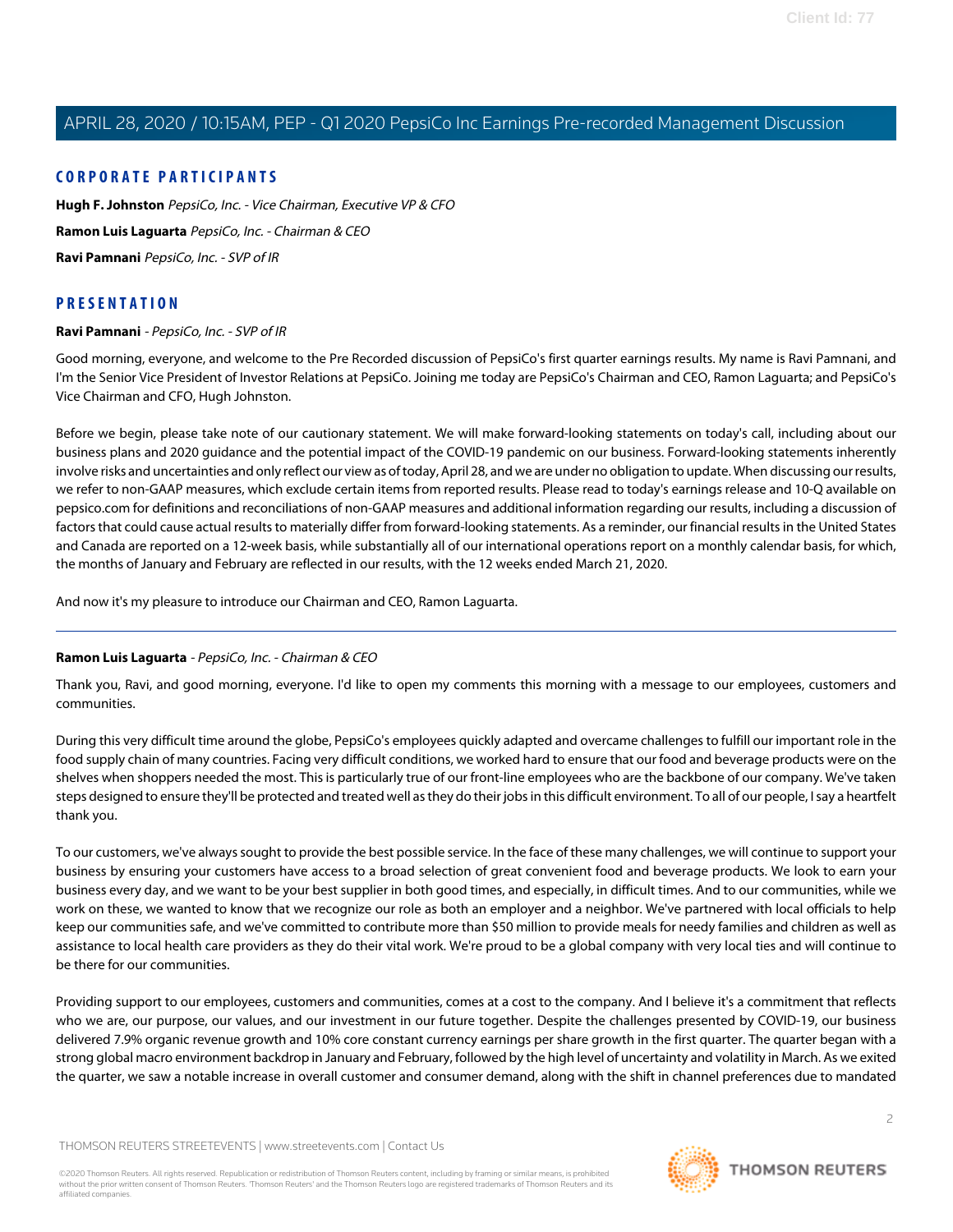## CORPORATE PARTICIPANTS

**Hugh F. Johnston** *PepsiCo, Inc. - Vice Chairman, Executive VP & CFO*

**Ramon Luis Laguarta** *PepsiCo, Inc. - Chairman & CEO*

**Ravi Pamnani** *PepsiCo, Inc. - SVP of IR*

## PRESENTATION

**Ravi Pamnani** *- PepsiCo, Inc. - SVP of IR*

Good morning, everyone, and welcome to the Pre Recorded discussion of PepsiCo's first quarter earnings results. My name is Ravi Pamnani, and I'm the Senior Vice President of Investor Relations at PepsiCo. Joining me today are PepsiCo's Chairman and CEO, Ramon Laguarta; and PepsiCo's Vice Chairman and CFO, Hugh Johnston.

Before we begin, please take note of our cautionary statement. We will make forward-looking statements on today's call, including about our business plans and 2020 guidance and the potential impact of the COVID-19 pandemic on our business. Forward-looking statements inherently involve risks and uncertainties and only reflect our view as of today, April 28, and we are under no obligation to update. When discussing our results, we refer to non-GAAP measures, which exclude certain items from reported results. Please read to today's earnings release and 10-Q available on pepsico.com for definitions and reconciliations of non-GAAP measures and additional information regarding our results, including a discussion of factors that could cause actual results to materially differ from forward-looking statements. As a reminder, our financial results in the United States and Canada are reported on a 12-week basis, while substantially all of our international operations report on a monthly calendar basis, for which, the months of January and February are reflected in our results, with the 12 weeks ended March 21, 2020.

And now it's my pleasure to introduce our Chairman and CEO, Ramon Laguarta.

---

**Ramon Luis Laguarta** *- PepsiCo, Inc. - Chairman & CEO*

Thank you, Ravi, and good morning, everyone. I'd like to open my comments this morning with a message to our employees, customers and communities.

During this very difficult time around the globe, PepsiCo's employees quickly adapted and overcame challenges to fulfill our important role in the food supply chain of many countries. Facing very difficult conditions, we worked hard to ensure that our food and beverage products were on the shelves when shoppers needed the most. This is particularly true of our front-line employees who are the backbone of our company. We've taken steps designed to ensure they'll be protected and treated well as they do their jobs in this difficult environment. To all of our people, I say a heartfelt thank you.

To our customers, we've always sought to provide the best possible service. In the face of these many challenges, we will continue to support your business by ensuring your customers have access to a broad selection of great convenient food and beverage products. We look to earn your business every day, and we want to be your best supplier in both good times, and especially, in difficult times. And to our communities, while we work on these, we wanted to know that we recognize our role as both an employer and a neighbor. We've partnered with local officials to help keep our communities safe, and we've committed to contribute more than $50 million to provide meals for needy families and children as well as assistance to local health care providers as they do their vital work. We're proud to be a global company with very local ties and will continue to be there for our communities.

Providing support to our employees, customers and communities, comes at a cost to the company. And I believe it's a commitment that reflects who we are, our purpose, our values, and our investment in our future together. Despite the challenges presented by COVID-19, our business delivered 7.9% organic revenue growth and 10% core constant currency earnings per share growth in the first quarter. The quarter began with a strong global macro environment backdrop in January and February, followed by the high level of uncertainty and volatility in March. As we exited the quarter, we saw a notable increase in overall customer and consumer demand, along with the shift in channel preferences due to mandated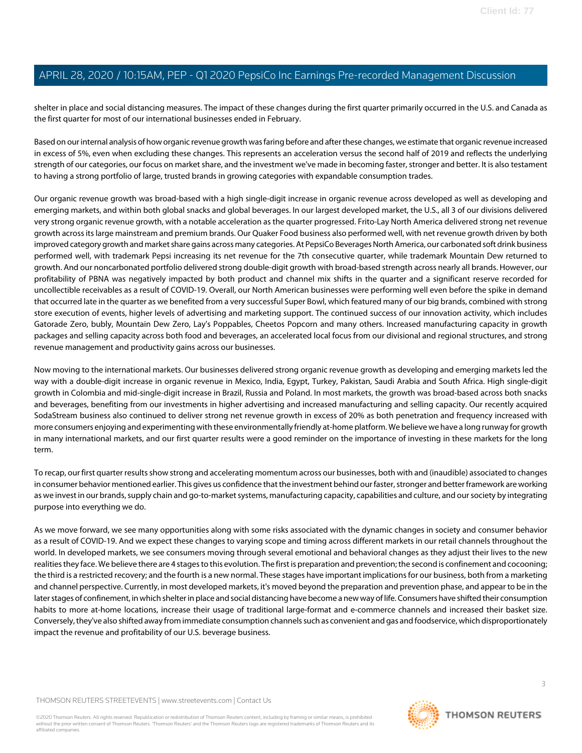shelter in place and social distancing measures. The impact of these changes during the first quarter primarily occurred in the U.S. and Canada as the first quarter for most of our international businesses ended in February.

Based on our internal analysis of how organic revenue growth was faring before and after these changes, we estimate that organic revenue increased in excess of 5%, even when excluding these changes. This represents an acceleration versus the second half of 2019 and reflects the underlying strength of our categories, our focus on market share, and the investment we've made in becoming faster, stronger and better. It is also testament to having a strong portfolio of large, trusted brands in growing categories with expandable consumption trades.

Our organic revenue growth was broad-based with a high single-digit increase in organic revenue across developed as well as developing and emerging markets, and within both global snacks and global beverages. In our largest developed market, the U.S., all 3 of our divisions delivered very strong organic revenue growth, with a notable acceleration as the quarter progressed. Frito-Lay North America delivered strong net revenue growth across its large mainstream and premium brands. Our Quaker Food business also performed well, with net revenue growth driven by both improved category growth and market share gains across many categories. At PepsiCo Beverages North America, our carbonated soft drink business performed well, with trademark Pepsi increasing its net revenue for the 7th consecutive quarter, while trademark Mountain Dew returned to growth. And our noncarbonated portfolio delivered strong double-digit growth with broad-based strength across nearly all brands. However, our profitability of PBNA was negatively impacted by both product and channel mix shifts in the quarter and a significant reserve recorded for uncollectible receivables as a result of COVID-19. Overall, our North American businesses were performing well even before the spike in demand that occurred late in the quarter as we benefited from a very successful Super Bowl, which featured many of our big brands, combined with strong store execution of events, higher levels of advertising and marketing support. The continued success of our innovation activity, which includes Gatorade Zero, bubly, Mountain Dew Zero, Lay's Poppables, Cheetos Popcorn and many others. Increased manufacturing capacity in growth packages and selling capacity across both food and beverages, an accelerated local focus from our divisional and regional structures, and strong revenue management and productivity gains across our businesses.

Now moving to the international markets. Our businesses delivered strong organic revenue growth as developing and emerging markets led the way with a double-digit increase in organic revenue in Mexico, India, Egypt, Turkey, Pakistan, Saudi Arabia and South Africa. High single-digit growth in Colombia and mid-single-digit increase in Brazil, Russia and Poland. In most markets, the growth was broad-based across both snacks and beverages, benefiting from our investments in higher advertising and increased manufacturing and selling capacity. Our recently acquired SodaStream business also continued to deliver strong net revenue growth in excess of 20% as both penetration and frequency increased with more consumers enjoying and experimenting with these environmentally friendly at-home platform. We believe we have a long runway for growth in many international markets, and our first quarter results were a good reminder on the importance of investing in these markets for the long term.

To recap, our first quarter results show strong and accelerating momentum across our businesses, both with and (inaudible) associated to changes in consumer behavior mentioned earlier. This gives us confidence that the investment behind our faster, stronger and better framework are working as we invest in our brands, supply chain and go-to-market systems, manufacturing capacity, capabilities and culture, and our society by integrating purpose into everything we do.

As we move forward, we see many opportunities along with some risks associated with the dynamic changes in society and consumer behavior as a result of COVID-19. And we expect these changes to varying scope and timing across different markets in our retail channels throughout the world. In developed markets, we see consumers moving through several emotional and behavioral changes as they adjust their lives to the new realities they face. We believe there are 4 stages to this evolution. The first is preparation and prevention; the second is confinement and cocooning; the third is a restricted recovery; and the fourth is a new normal. These stages have important implications for our business, both from a marketing and channel perspective. Currently, in most developed markets, it's moved beyond the preparation and prevention phase, and appear to be in the later stages of confinement, in which shelter in place and social distancing have become a new way of life. Consumers have shifted their consumption habits to more at-home locations, increase their usage of traditional large-format and e-commerce channels and increased their basket size. Conversely, they've also shifted away from immediate consumption channels such as convenient and gas and foodservice, which disproportionately impact the revenue and profitability of our U.S. beverage business.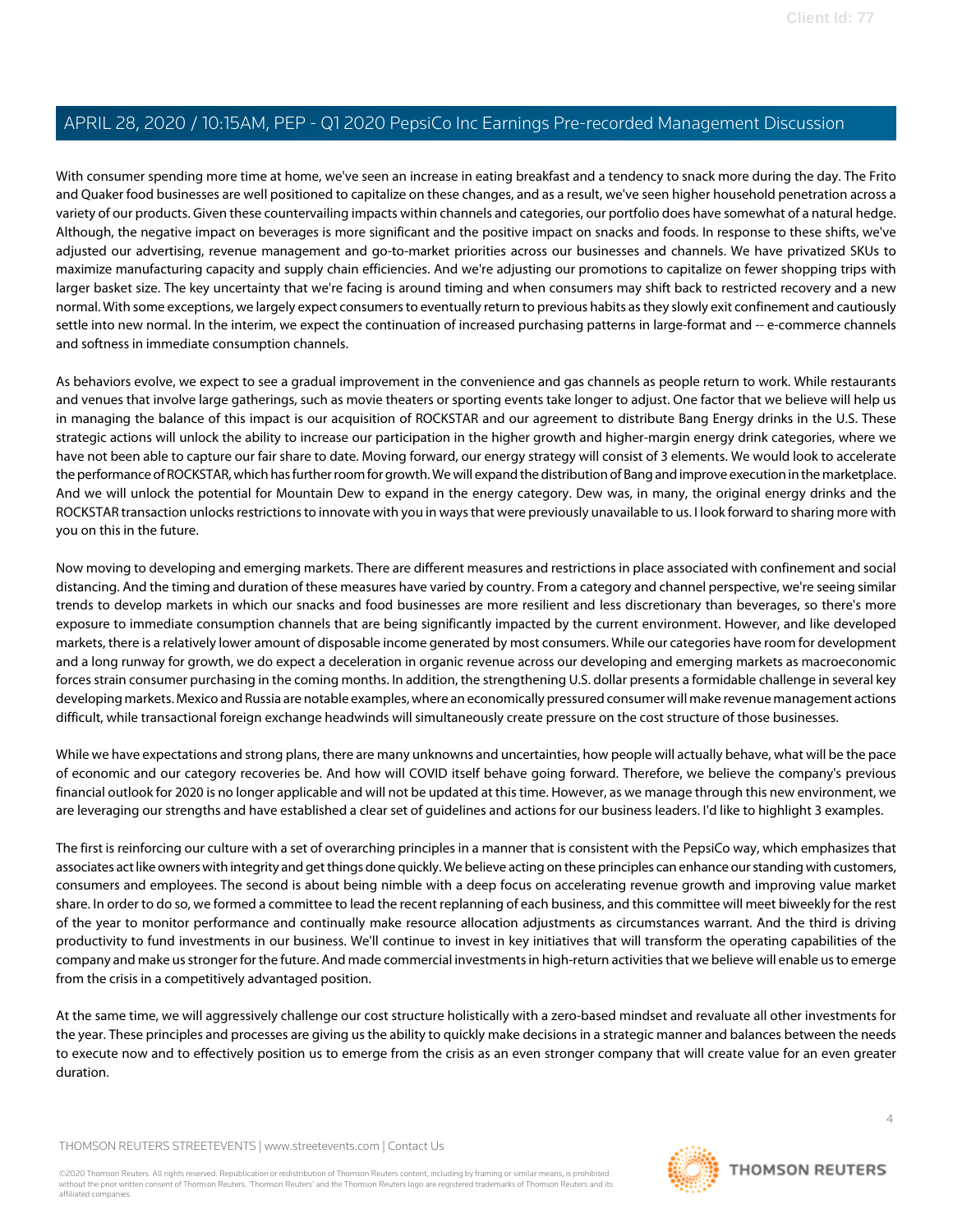With consumer spending more time at home, we've seen an increase in eating breakfast and a tendency to snack more during the day. The Frito and Quaker food businesses are well positioned to capitalize on these changes, and as a result, we've seen higher household penetration across a variety of our products. Given these countervailing impacts within channels and categories, our portfolio does have somewhat of a natural hedge. Although, the negative impact on beverages is more significant and the positive impact on snacks and foods. In response to these shifts, we've adjusted our advertising, revenue management and go-to-market priorities across our businesses and channels. We have privatized SKUs to maximize manufacturing capacity and supply chain efficiencies. And we're adjusting our promotions to capitalize on fewer shopping trips with larger basket size. The key uncertainty that we're facing is around timing and when consumers may shift back to restricted recovery and a new normal. With some exceptions, we largely expect consumers to eventually return to previous habits as they slowly exit confinement and cautiously settle into new normal. In the interim, we expect the continuation of increased purchasing patterns in large-format and -- e-commerce channels and softness in immediate consumption channels.

As behaviors evolve, we expect to see a gradual improvement in the convenience and gas channels as people return to work. While restaurants and venues that involve large gatherings, such as movie theaters or sporting events take longer to adjust. One factor that we believe will help us in managing the balance of this impact is our acquisition of ROCKSTAR and our agreement to distribute Bang Energy drinks in the U.S. These strategic actions will unlock the ability to increase our participation in the higher growth and higher-margin energy drink categories, where we have not been able to capture our fair share to date. Moving forward, our energy strategy will consist of 3 elements. We would look to accelerate the performance of ROCKSTAR, which has further room for growth. We will expand the distribution of Bang and improve execution in the marketplace. And we will unlock the potential for Mountain Dew to expand in the energy category. Dew was, in many, the original energy drinks and the ROCKSTAR transaction unlocks restrictions to innovate with you in ways that were previously unavailable to us. I look forward to sharing more with you on this in the future.

Now moving to developing and emerging markets. There are different measures and restrictions in place associated with confinement and social distancing. And the timing and duration of these measures have varied by country. From a category and channel perspective, we're seeing similar trends to develop markets in which our snacks and food businesses are more resilient and less discretionary than beverages, so there's more exposure to immediate consumption channels that are being significantly impacted by the current environment. However, and like developed markets, there is a relatively lower amount of disposable income generated by most consumers. While our categories have room for development and a long runway for growth, we do expect a deceleration in organic revenue across our developing and emerging markets as macroeconomic forces strain consumer purchasing in the coming months. In addition, the strengthening U.S. dollar presents a formidable challenge in several key developing markets. Mexico and Russia are notable examples, where an economically pressured consumer will make revenue management actions difficult, while transactional foreign exchange headwinds will simultaneously create pressure on the cost structure of those businesses.

While we have expectations and strong plans, there are many unknowns and uncertainties, how people will actually behave, what will be the pace of economic and our category recoveries be. And how will COVID itself behave going forward. Therefore, we believe the company's previous financial outlook for 2020 is no longer applicable and will not be updated at this time. However, as we manage through this new environment, we are leveraging our strengths and have established a clear set of guidelines and actions for our business leaders. I'd like to highlight 3 examples.

The first is reinforcing our culture with a set of overarching principles in a manner that is consistent with the PepsiCo way, which emphasizes that associates act like owners with integrity and get things done quickly. We believe acting on these principles can enhance our standing with customers, consumers and employees. The second is about being nimble with a deep focus on accelerating revenue growth and improving value market share. In order to do so, we formed a committee to lead the recent replanning of each business, and this committee will meet biweekly for the rest of the year to monitor performance and continually make resource allocation adjustments as circumstances warrant. And the third is driving productivity to fund investments in our business. We'll continue to invest in key initiatives that will transform the operating capabilities of the company and make us stronger for the future. And made commercial investments in high-return activities that we believe will enable us to emerge from the crisis in a competitively advantaged position.

At the same time, we will aggressively challenge our cost structure holistically with a zero-based mindset and revaluate all other investments for the year. These principles and processes are giving us the ability to quickly make decisions in a strategic manner and balances between the needs to execute now and to effectively position us to emerge from the crisis as an even stronger company that will create value for an even greater duration.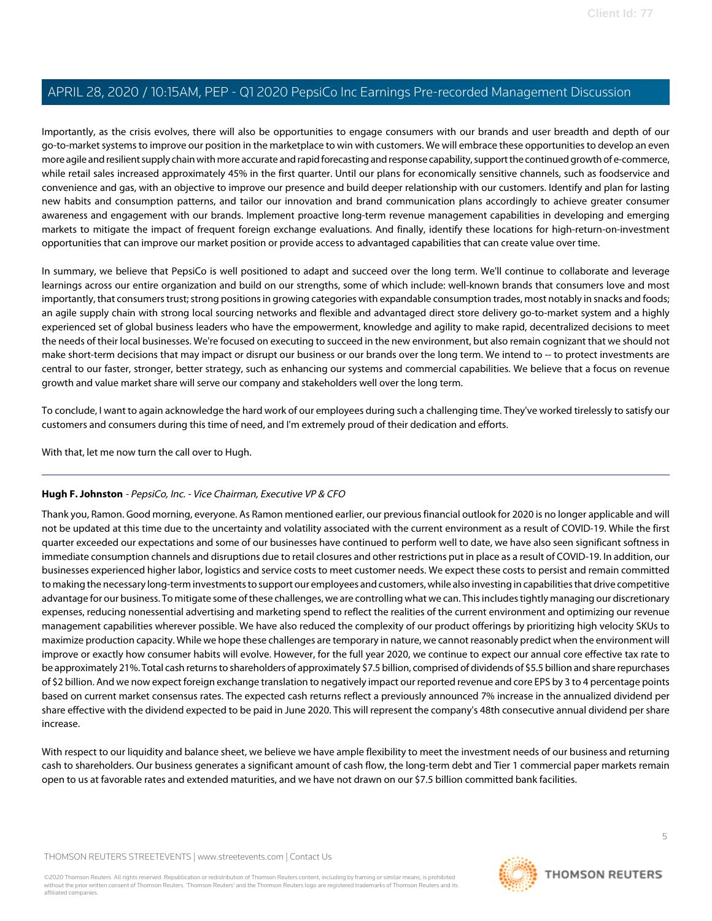Importantly, as the crisis evolves, there will also be opportunities to engage consumers with our brands and user breadth and depth of our go-to-market systems to improve our position in the marketplace to win with customers. We will embrace these opportunities to develop an even more agile and resilient supply chain with more accurate and rapid forecasting and response capability, support the continued growth of e-commerce, while retail sales increased approximately 45% in the first quarter. Until our plans for economically sensitive channels, such as foodservice and convenience and gas, with an objective to improve our presence and build deeper relationship with our customers. Identify and plan for lasting new habits and consumption patterns, and tailor our innovation and brand communication plans accordingly to achieve greater consumer awareness and engagement with our brands. Implement proactive long-term revenue management capabilities in developing and emerging markets to mitigate the impact of frequent foreign exchange evaluations. And finally, identify these locations for high-return-on-investment opportunities that can improve our market position or provide access to advantaged capabilities that can create value over time.

In summary, we believe that PepsiCo is well positioned to adapt and succeed over the long term. We'll continue to collaborate and leverage learnings across our entire organization and build on our strengths, some of which include: well-known brands that consumers love and most importantly, that consumers trust; strong positions in growing categories with expandable consumption trades, most notably in snacks and foods; an agile supply chain with strong local sourcing networks and flexible and advantaged direct store delivery go-to-market system and a highly experienced set of global business leaders who have the empowerment, knowledge and agility to make rapid, decentralized decisions to meet the needs of their local businesses. We're focused on executing to succeed in the new environment, but also remain cognizant that we should not make short-term decisions that may impact or disrupt our business or our brands over the long term. We intend to -- to protect investments are central to our faster, stronger, better strategy, such as enhancing our systems and commercial capabilities. We believe that a focus on revenue growth and value market share will serve our company and stakeholders well over the long term.

To conclude, I want to again acknowledge the hard work of our employees during such a challenging time. They've worked tirelessly to satisfy our customers and consumers during this time of need, and I'm extremely proud of their dedication and efforts.

With that, let me now turn the call over to Hugh.

---

**Hugh F. Johnston** *- PepsiCo, Inc. - Vice Chairman, Executive VP & CFO*

Thank you, Ramon. Good morning, everyone. As Ramon mentioned earlier, our previous financial outlook for 2020 is no longer applicable and will not be updated at this time due to the uncertainty and volatility associated with the current environment as a result of COVID-19. While the first quarter exceeded our expectations and some of our businesses have continued to perform well to date, we have also seen significant softness in immediate consumption channels and disruptions due to retail closures and other restrictions put in place as a result of COVID-19. In addition, our businesses experienced higher labor, logistics and service costs to meet customer needs. We expect these costs to persist and remain committed to making the necessary long-term investments to support our employees and customers, while also investing in capabilities that drive competitive advantage for our business. To mitigate some of these challenges, we are controlling what we can. This includes tightly managing our discretionary expenses, reducing nonessential advertising and marketing spend to reflect the realities of the current environment and optimizing our revenue management capabilities wherever possible. We have also reduced the complexity of our product offerings by prioritizing high velocity SKUs to maximize production capacity. While we hope these challenges are temporary in nature, we cannot reasonably predict when the environment will improve or exactly how consumer habits will evolve. However, for the full year 2020, we continue to expect our annual core effective tax rate to be approximately 21%. Total cash returns to shareholders of approximately $7.5 billion, comprised of dividends of $5.5 billion and share repurchases of $2 billion. And we now expect foreign exchange translation to negatively impact our reported revenue and core EPS by 3 to 4 percentage points based on current market consensus rates. The expected cash returns reflect a previously announced 7% increase in the annualized dividend per share effective with the dividend expected to be paid in June 2020. This will represent the company's 48th consecutive annual dividend per share increase.

With respect to our liquidity and balance sheet, we believe we have ample flexibility to meet the investment needs of our business and returning cash to shareholders. Our business generates a significant amount of cash flow, the long-term debt and Tier 1 commercial paper markets remain open to us at favorable rates and extended maturities, and we have not drawn on our $7.5 billion committed bank facilities.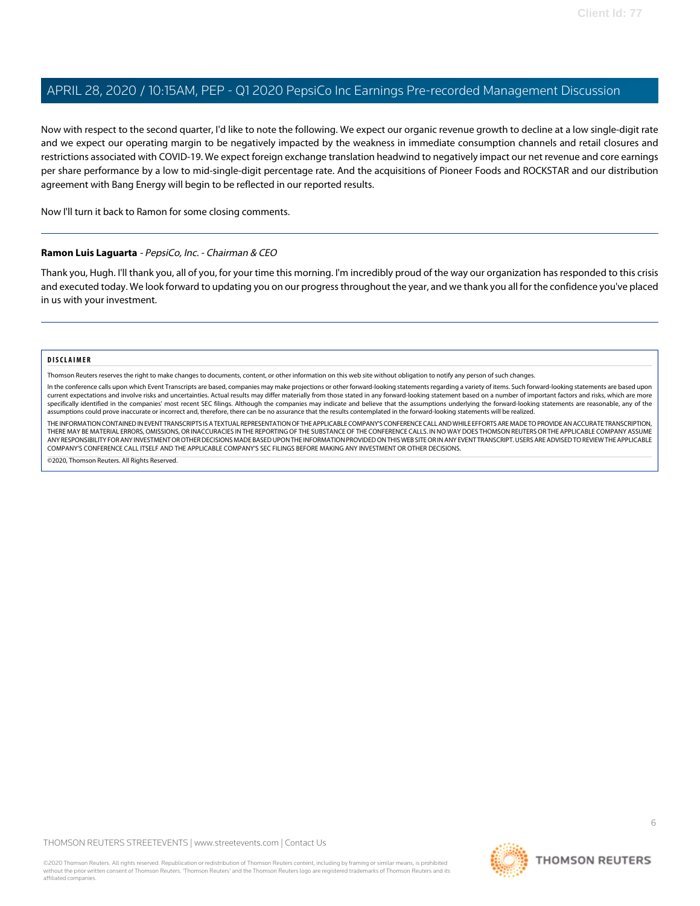Now with respect to the second quarter, I'd like to note the following. We expect our organic revenue growth to decline at a low single-digit rate and we expect our operating margin to be negatively impacted by the weakness in immediate consumption channels and retail closures and restrictions associated with COVID-19. We expect foreign exchange translation headwind to negatively impact our net revenue and core earnings per share performance by a low to mid-single-digit percentage rate. And the acquisitions of Pioneer Foods and ROCKSTAR and our distribution agreement with Bang Energy will begin to be reflected in our reported results.

Now I'll turn it back to Ramon for some closing comments.

---

**Ramon Luis Laguarta** - *PepsiCo, Inc. - Chairman & CEO*

Thank you, Hugh. I'll thank you, all of you, for your time this morning. I'm incredibly proud of the way our organization has responded to this crisis and executed today. We look forward to updating you on our progress throughout the year, and we thank you all for the confidence you've placed in us with your investment.

---

**DISCLAIMER**

Thomson Reuters reserves the right to make changes to documents, content, or other information on this web site without obligation to notify any person of such changes.

In the conference calls upon which Event Transcripts are based, companies may make projections or other forward-looking statements regarding a variety of items. Such forward-looking statements are based upon current expectations and involve risks and uncertainties. Actual results may differ materially from those stated in any forward-looking statement based on a number of important factors and risks, which are more specifically identified in the companies' most recent SEC filings. Although the companies may indicate and believe that the assumptions underlying the forward-looking statements are reasonable, any of the assumptions could prove inaccurate or incorrect and, therefore, there can be no assurance that the results contemplated in the forward-looking statements will be realized.

THE INFORMATION CONTAINED IN EVENT TRANSCRIPTS IS A TEXTUAL REPRESENTATION OF THE APPLICABLE COMPANY'S CONFERENCE CALL AND WHILE EFFORTS ARE MADE TO PROVIDE AN ACCURATE TRANSCRIPTION, THERE MAY BE MATERIAL ERRORS, OMISSIONS, OR INACCURACIES IN THE REPORTING OF THE SUBSTANCE OF THE CONFERENCE CALLS. IN NO WAY DOES THOMSON REUTERS OR THE APPLICABLE COMPANY ASSUME ANY RESPONSIBILITY FOR ANY INVESTMENT OR OTHER DECISIONS MADE BASED UPON THE INFORMATION PROVIDED ON THIS WEB SITE OR IN ANY EVENT TRANSCRIPT. USERS ARE ADVISED TO REVIEW THE APPLICABLE COMPANY'S CONFERENCE CALL ITSELF AND THE APPLICABLE COMPANY'S SEC FILINGS BEFORE MAKING ANY INVESTMENT OR OTHER DECISIONS.

©2020, Thomson Reuters. All Rights Reserved.